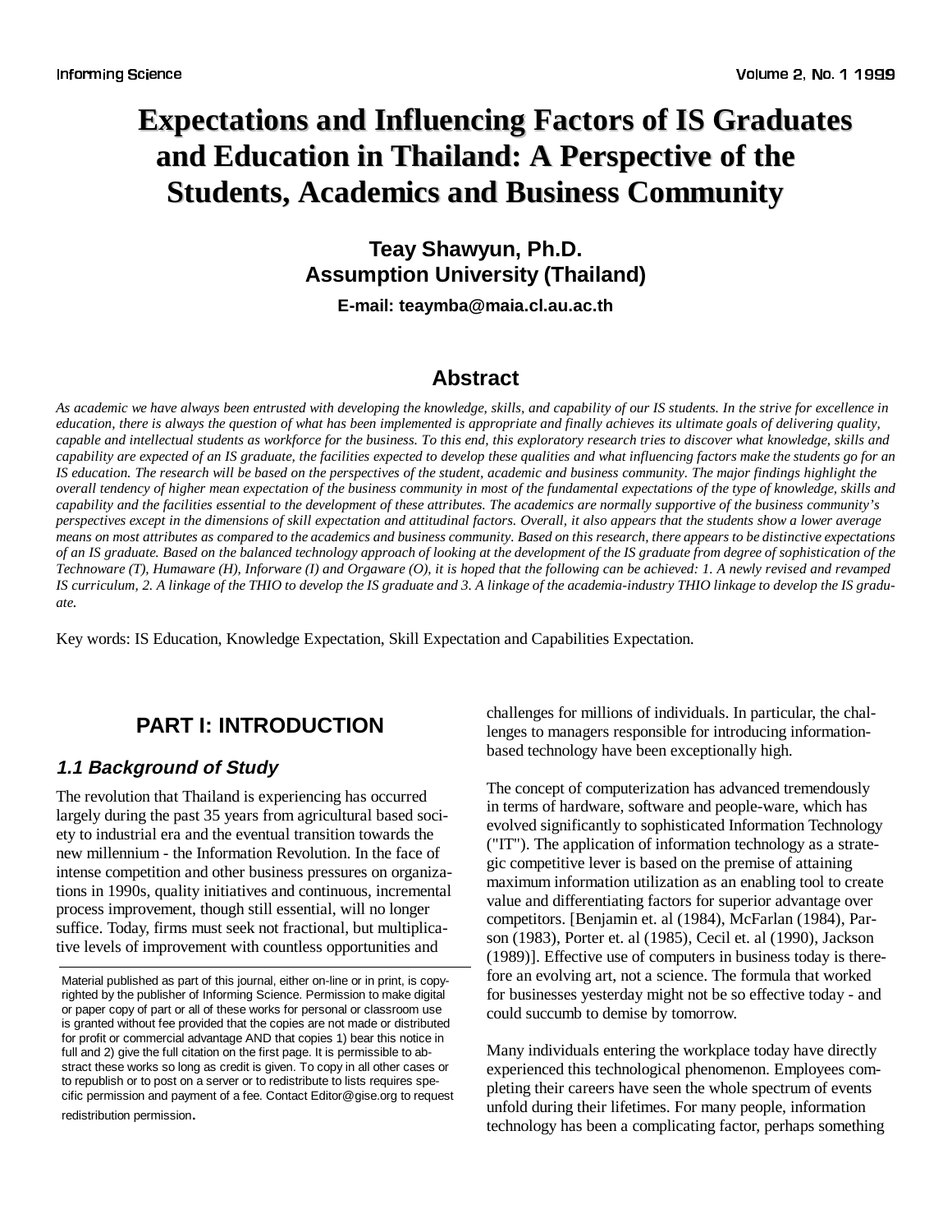# Expectations and Influencing Factors of IS Graduates and Education in Thailand: A Perspective of the Students, Academics and Business Community

**Teay Shawyun, Ph.D.**
**Assumption University (Thailand)**

**E-mail: teaymba@maia.cl.au.ac.th**

## Abstract

*As academic we have always been entrusted with developing the knowledge, skills, and capability of our IS students. In the strive for excellence in education, there is always the question of what has been implemented is appropriate and finally achieves its ultimate goals of delivering quality, capable and intellectual students as workforce for the business. To this end, this exploratory research tries to discover what knowledge, skills and capability are expected of an IS graduate, the facilities expected to develop these qualities and what influencing factors make the students go for an IS education. The research will be based on the perspectives of the student, academic and business community. The major findings highlight the overall tendency of higher mean expectation of the business community in most of the fundamental expectations of the type of knowledge, skills and capability and the facilities essential to the development of these attributes. The academics are normally supportive of the business community's perspectives except in the dimensions of skill expectation and attitudinal factors. Overall, it also appears that the students show a lower average means on most attributes as compared to the academics and business community. Based on this research, there appears to be distinctive expectations of an IS graduate. Based on the balanced technology approach of looking at the development of the IS graduate from degree of sophistication of the Technoware (T), Humaware (H), Inforware (I) and Orgaware (O), it is hoped that the following can be achieved: 1. A newly revised and revamped IS curriculum, 2. A linkage of the THIO to develop the IS graduate and 3. A linkage of the academia-industry THIO linkage to develop the IS graduate.*

Key words: IS Education, Knowledge Expectation, Skill Expectation and Capabilities Expectation.

## PART I: INTRODUCTION

### *1.1 Background of Study*

The revolution that Thailand is experiencing has occurred largely during the past 35 years from agricultural based society to industrial era and the eventual transition towards the new millennium - the Information Revolution. In the face of intense competition and other business pressures on organizations in 1990s, quality initiatives and continuous, incremental process improvement, though still essential, will no longer suffice. Today, firms must seek not fractional, but multiplicative levels of improvement with countless opportunities and challenges for millions of individuals. In particular, the challenges to managers responsible for introducing information-based technology have been exceptionally high.

The concept of computerization has advanced tremendously in terms of hardware, software and people-ware, which has evolved significantly to sophisticated Information Technology ("IT"). The application of information technology as a strategic competitive lever is based on the premise of attaining maximum information utilization as an enabling tool to create value and differentiating factors for superior advantage over competitors. [Benjamin et. al (1984), McFarlan (1984), Parson (1983), Porter et. al (1985), Cecil et. al (1990), Jackson (1989)]. Effective use of computers in business today is therefore an evolving art, not a science. The formula that worked for businesses yesterday might not be so effective today - and could succumb to demise by tomorrow.

Many individuals entering the workplace today have directly experienced this technological phenomenon. Employees completing their careers have seen the whole spectrum of events unfold during their lifetimes. For many people, information technology has been a complicating factor, perhaps something

Material published as part of this journal, either on-line or in print, is copyrighted by the publisher of Informing Science. Permission to make digital or paper copy of part or all of these works for personal or classroom use is granted without fee provided that the copies are not made or distributed for profit or commercial advantage AND that copies 1) bear this notice in full and 2) give the full citation on the first page. It is permissible to abstract these works so long as credit is given. To copy in all other cases or to republish or to post on a server or to redistribute to lists requires specific permission and payment of a fee. Contact Editor@gise.org to request redistribution permission.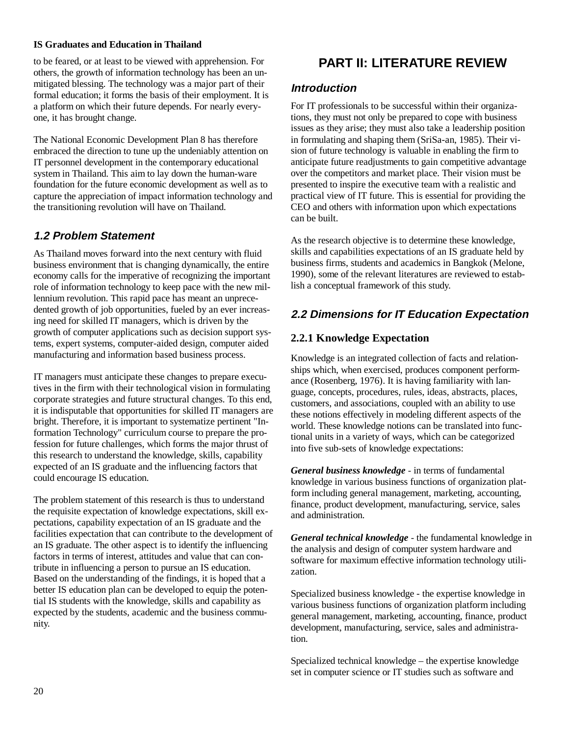to be feared, or at least to be viewed with apprehension. For others, the growth of information technology has been an unmitigated blessing. The technology was a major part of their formal education; it forms the basis of their employment. It is a platform on which their future depends. For nearly everyone, it has brought change.

The National Economic Development Plan 8 has therefore embraced the direction to tune up the undeniably attention on IT personnel development in the contemporary educational system in Thailand. This aim to lay down the human-ware foundation for the future economic development as well as to capture the appreciation of impact information technology and the transitioning revolution will have on Thailand.

## 1.2 Problem Statement

As Thailand moves forward into the next century with fluid business environment that is changing dynamically, the entire economy calls for the imperative of recognizing the important role of information technology to keep pace with the new millennium revolution. This rapid pace has meant an unprecedented growth of job opportunities, fueled by an ever increasing need for skilled IT managers, which is driven by the growth of computer applications such as decision support systems, expert systems, computer-aided design, computer aided manufacturing and information based business process.

IT managers must anticipate these changes to prepare executives in the firm with their technological vision in formulating corporate strategies and future structural changes. To this end, it is indisputable that opportunities for skilled IT managers are bright. Therefore, it is important to systematize pertinent "Information Technology" curriculum course to prepare the profession for future challenges, which forms the major thrust of this research to understand the knowledge, skills, capability expected of an IS graduate and the influencing factors that could encourage IS education.

The problem statement of this research is thus to understand the requisite expectation of knowledge expectations, skill expectations, capability expectation of an IS graduate and the facilities expectation that can contribute to the development of an IS graduate. The other aspect is to identify the influencing factors in terms of interest, attitudes and value that can contribute in influencing a person to pursue an IS education. Based on the understanding of the findings, it is hoped that a better IS education plan can be developed to equip the potential IS students with the knowledge, skills and capability as expected by the students, academic and the business community.

# PART II: LITERATURE REVIEW

## Introduction

For IT professionals to be successful within their organizations, they must not only be prepared to cope with business issues as they arise; they must also take a leadership position in formulating and shaping them (SriSa-an, 1985). Their vision of future technology is valuable in enabling the firm to anticipate future readjustments to gain competitive advantage over the competitors and market place. Their vision must be presented to inspire the executive team with a realistic and practical view of IT future. This is essential for providing the CEO and others with information upon which expectations can be built.

As the research objective is to determine these knowledge, skills and capabilities expectations of an IS graduate held by business firms, students and academics in Bangkok (Melone, 1990), some of the relevant literatures are reviewed to establish a conceptual framework of this study.

## 2.2 Dimensions for IT Education Expectation

### 2.2.1 Knowledge Expectation

Knowledge is an integrated collection of facts and relationships which, when exercised, produces component performance (Rosenberg, 1976). It is having familiarity with language, concepts, procedures, rules, ideas, abstracts, places, customers, and associations, coupled with an ability to use these notions effectively in modeling different aspects of the world. These knowledge notions can be translated into functional units in a variety of ways, which can be categorized into five sub-sets of knowledge expectations:

***General business knowledge*** - in terms of fundamental knowledge in various business functions of organization platform including general management, marketing, accounting, finance, product development, manufacturing, service, sales and administration.

***General technical knowledge*** - the fundamental knowledge in the analysis and design of computer system hardware and software for maximum effective information technology utilization.

Specialized business knowledge - the expertise knowledge in various business functions of organization platform including general management, marketing, accounting, finance, product development, manufacturing, service, sales and administration.

Specialized technical knowledge – the expertise knowledge set in computer science or IT studies such as software and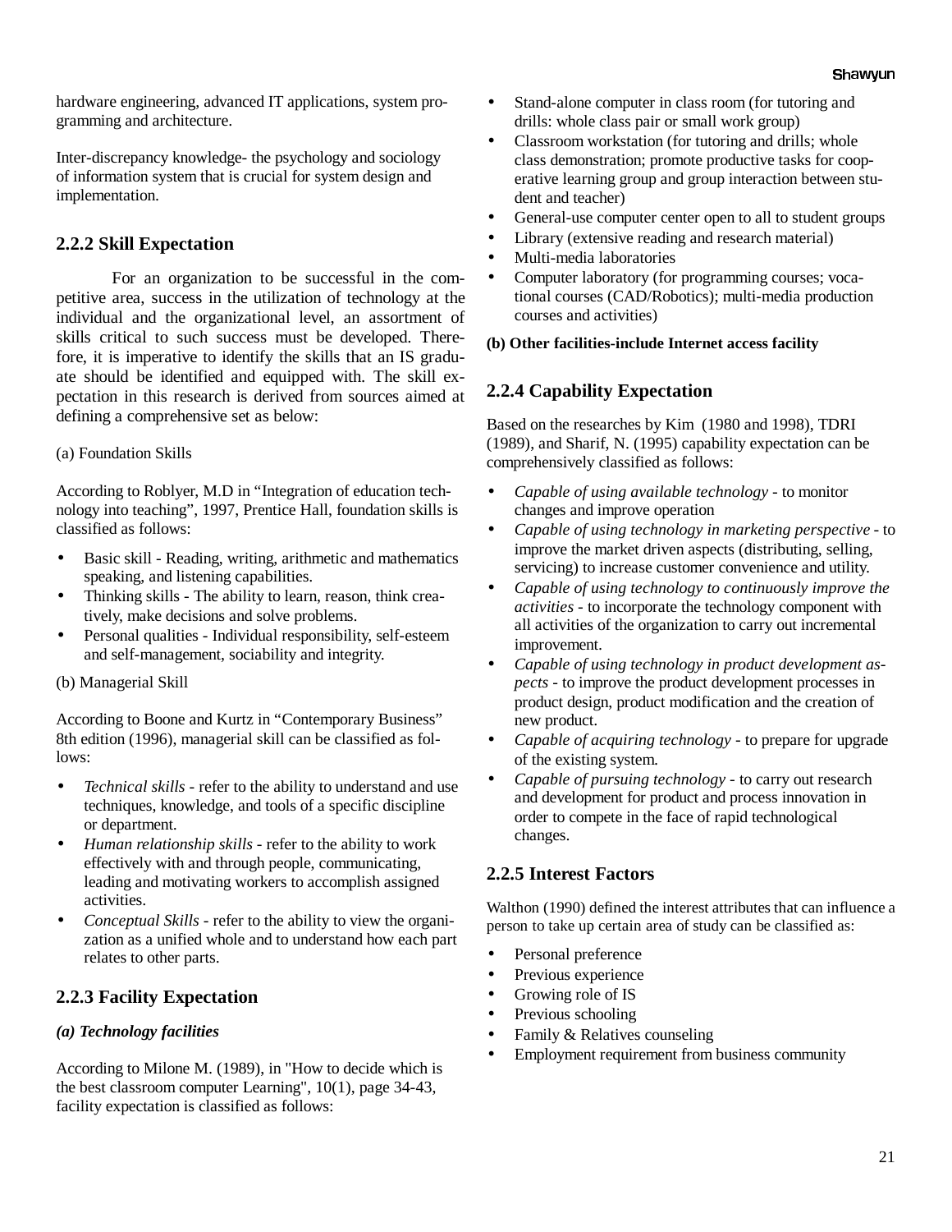hardware engineering, advanced IT applications, system programming and architecture.

Inter-discrepancy knowledge- the psychology and sociology of information system that is crucial for system design and implementation.

### 2.2.2 Skill Expectation

For an organization to be successful in the competitive area, success in the utilization of technology at the individual and the organizational level, an assortment of skills critical to such success must be developed. Therefore, it is imperative to identify the skills that an IS graduate should be identified and equipped with. The skill expectation in this research is derived from sources aimed at defining a comprehensive set as below:

(a) Foundation Skills

According to Roblyer, M.D in "Integration of education technology into teaching", 1997, Prentice Hall, foundation skills is classified as follows:

- Basic skill - Reading, writing, arithmetic and mathematics speaking, and listening capabilities.
- Thinking skills - The ability to learn, reason, think creatively, make decisions and solve problems.
- Personal qualities - Individual responsibility, self-esteem and self-management, sociability and integrity.

(b) Managerial Skill

According to Boone and Kurtz in "Contemporary Business" 8th edition (1996), managerial skill can be classified as follows:

- *Technical skills* - refer to the ability to understand and use techniques, knowledge, and tools of a specific discipline or department.
- *Human relationship skills* - refer to the ability to work effectively with and through people, communicating, leading and motivating workers to accomplish assigned activities.
- *Conceptual Skills* - refer to the ability to view the organization as a unified whole and to understand how each part relates to other parts.

### 2.2.3 Facility Expectation

***(a) Technology facilities***

According to Milone M. (1989), in "How to decide which is the best classroom computer Learning", 10(1), page 34-43, facility expectation is classified as follows:

- Stand-alone computer in class room (for tutoring and drills: whole class pair or small work group)
- Classroom workstation (for tutoring and drills; whole class demonstration; promote productive tasks for cooperative learning group and group interaction between student and teacher)
- General-use computer center open to all to student groups
- Library (extensive reading and research material)
- Multi-media laboratories
- Computer laboratory (for programming courses; vocational courses (CAD/Robotics); multi-media production courses and activities)

**(b) Other facilities-include Internet access facility**

### 2.2.4 Capability Expectation

Based on the researches by Kim (1980 and 1998), TDRI (1989), and Sharif, N. (1995) capability expectation can be comprehensively classified as follows:

- *Capable of using available technology* - to monitor changes and improve operation
- *Capable of using technology in marketing perspective* - to improve the market driven aspects (distributing, selling, servicing) to increase customer convenience and utility.
- *Capable of using technology to continuously improve the activities* - to incorporate the technology component with all activities of the organization to carry out incremental improvement.
- *Capable of using technology in product development aspects* - to improve the product development processes in product design, product modification and the creation of new product.
- *Capable of acquiring technology* - to prepare for upgrade of the existing system.
- *Capable of pursuing technology* - to carry out research and development for product and process innovation in order to compete in the face of rapid technological changes.

### 2.2.5 Interest Factors

Walthon (1990) defined the interest attributes that can influence a person to take up certain area of study can be classified as:

- Personal preference
- Previous experience
- Growing role of IS
- Previous schooling
- Family & Relatives counseling
- Employment requirement from business community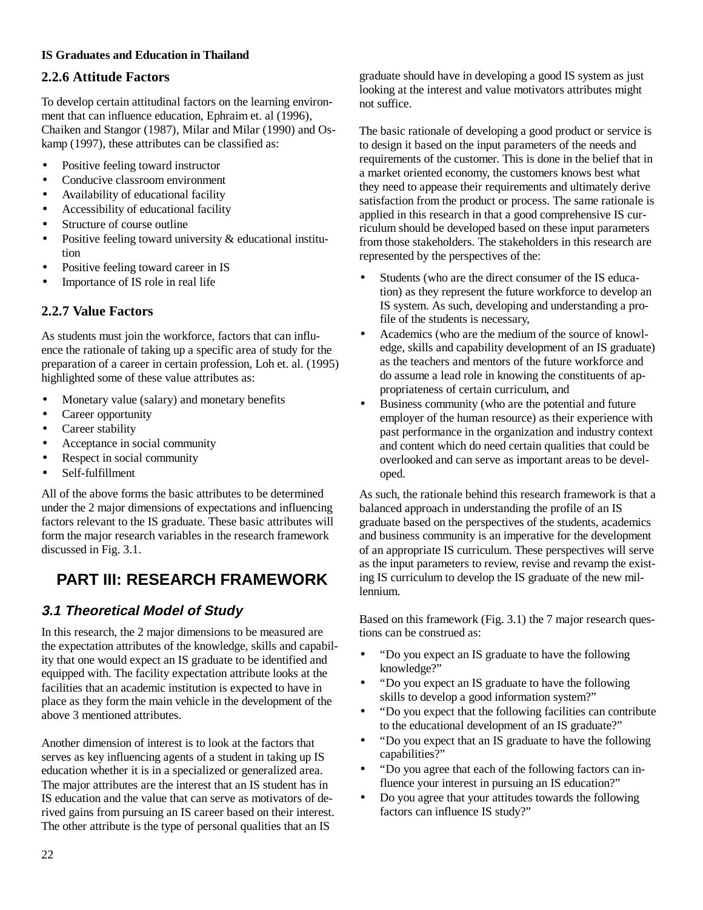### 2.2.6 Attitude Factors

To develop certain attitudinal factors on the learning environment that can influence education, Ephraim et. al (1996), Chaiken and Stangor (1987), Milar and Milar (1990) and Oskamp (1997), these attributes can be classified as:

- Positive feeling toward instructor
- Conducive classroom environment
- Availability of educational facility
- Accessibility of educational facility
- Structure of course outline
- Positive feeling toward university & educational institution
- Positive feeling toward career in IS
- Importance of IS role in real life

### 2.2.7 Value Factors

As students must join the workforce, factors that can influence the rationale of taking up a specific area of study for the preparation of a career in certain profession, Loh et. al. (1995) highlighted some of these value attributes as:

- Monetary value (salary) and monetary benefits
- Career opportunity
- Career stability
- Acceptance in social community
- Respect in social community
- Self-fulfillment

All of the above forms the basic attributes to be determined under the 2 major dimensions of expectations and influencing factors relevant to the IS graduate. These basic attributes will form the major research variables in the research framework discussed in Fig. 3.1.

## PART III: RESEARCH FRAMEWORK

### *3.1 Theoretical Model of Study*

In this research, the 2 major dimensions to be measured are the expectation attributes of the knowledge, skills and capability that one would expect an IS graduate to be identified and equipped with. The facility expectation attribute looks at the facilities that an academic institution is expected to have in place as they form the main vehicle in the development of the above 3 mentioned attributes.

Another dimension of interest is to look at the factors that serves as key influencing agents of a student in taking up IS education whether it is in a specialized or generalized area. The major attributes are the interest that an IS student has in IS education and the value that can serve as motivators of derived gains from pursuing an IS career based on their interest. The other attribute is the type of personal qualities that an IS graduate should have in developing a good IS system as just looking at the interest and value motivators attributes might not suffice.

The basic rationale of developing a good product or service is to design it based on the input parameters of the needs and requirements of the customer. This is done in the belief that in a market oriented economy, the customers knows best what they need to appease their requirements and ultimately derive satisfaction from the product or process. The same rationale is applied in this research in that a good comprehensive IS curriculum should be developed based on these input parameters from those stakeholders. The stakeholders in this research are represented by the perspectives of the:

- Students (who are the direct consumer of the IS education) as they represent the future workforce to develop an IS system. As such, developing and understanding a profile of the students is necessary,
- Academics (who are the medium of the source of knowledge, skills and capability development of an IS graduate) as the teachers and mentors of the future workforce and do assume a lead role in knowing the constituents of appropriateness of certain curriculum, and
- Business community (who are the potential and future employer of the human resource) as their experience with past performance in the organization and industry context and content which do need certain qualities that could be overlooked and can serve as important areas to be developed.

As such, the rationale behind this research framework is that a balanced approach in understanding the profile of an IS graduate based on the perspectives of the students, academics and business community is an imperative for the development of an appropriate IS curriculum. These perspectives will serve as the input parameters to review, revise and revamp the existing IS curriculum to develop the IS graduate of the new millennium.

Based on this framework (Fig. 3.1) the 7 major research questions can be construed as:

- "Do you expect an IS graduate to have the following knowledge?"
- "Do you expect an IS graduate to have the following skills to develop a good information system?"
- "Do you expect that the following facilities can contribute to the educational development of an IS graduate?"
- "Do you expect that an IS graduate to have the following capabilities?"
- "Do you agree that each of the following factors can influence your interest in pursuing an IS education?"
- Do you agree that your attitudes towards the following factors can influence IS study?"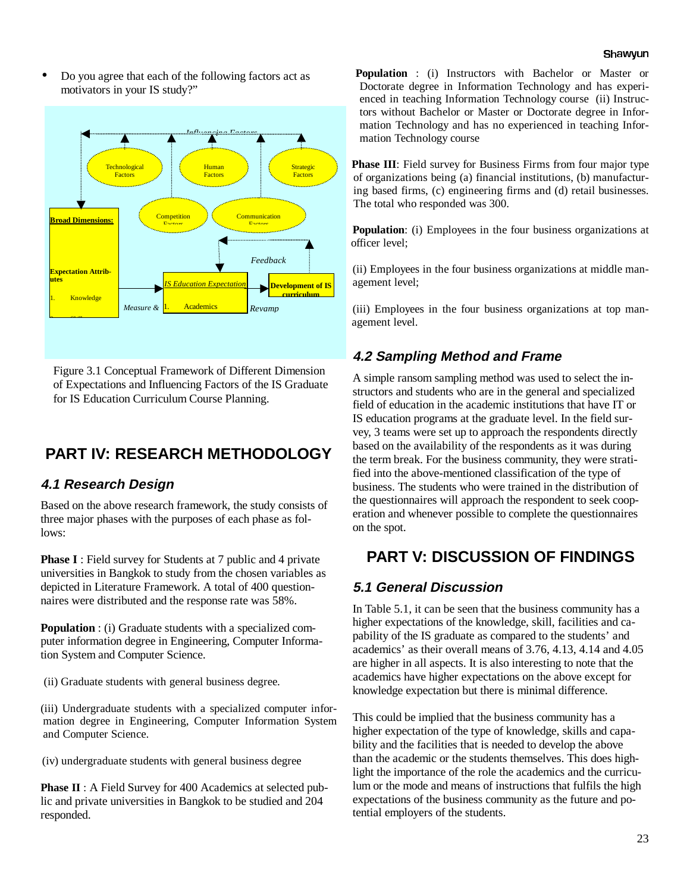- Do you agree that each of the following factors act as motivators in your IS study?"

Influencing Factors

Technological Factors

Human Factors

Strategic Factors

Competition Factors

Communication Factors

Broad Dimensions:

Expectation Attributes

1. Knowledge

Feedback

IS Education Expectation

1. Academics

Development of IS curriculum

Measure &

Revamp

Figure 3.1 Conceptual Framework of Different Dimension of Expectations and Influencing Factors of the IS Graduate for IS Education Curriculum Course Planning.

# PART IV: RESEARCH METHODOLOGY

## 4.1 Research Design

Based on the above research framework, the study consists of three major phases with the purposes of each phase as follows:

**Phase I** : Field survey for Students at 7 public and 4 private universities in Bangkok to study from the chosen variables as depicted in Literature Framework. A total of 400 questionnaires were distributed and the response rate was 58%.

**Population** : (i) Graduate students with a specialized computer information degree in Engineering, Computer Information System and Computer Science.

(ii) Graduate students with general business degree.

(iii) Undergraduate students with a specialized computer information degree in Engineering, Computer Information System and Computer Science.

(iv) undergraduate students with general business degree

**Phase II** : A Field Survey for 400 Academics at selected public and private universities in Bangkok to be studied and 204 responded.

**Population** : (i) Instructors with Bachelor or Master or Doctorate degree in Information Technology and has experienced in teaching Information Technology course (ii) Instructors without Bachelor or Master or Doctorate degree in Information Technology and has no experienced in teaching Information Technology course

**Phase III**: Field survey for Business Firms from four major type of organizations being (a) financial institutions, (b) manufacturing based firms, (c) engineering firms and (d) retail businesses. The total who responded was 300.

**Population**: (i) Employees in the four business organizations at officer level;

(ii) Employees in the four business organizations at middle management level;

(iii) Employees in the four business organizations at top management level.

## 4.2 Sampling Method and Frame

A simple ransom sampling method was used to select the instructors and students who are in the general and specialized field of education in the academic institutions that have IT or IS education programs at the graduate level. In the field survey, 3 teams were set up to approach the respondents directly based on the availability of the respondents as it was during the term break. For the business community, they were stratified into the above-mentioned classification of the type of business. The students who were trained in the distribution of the questionnaires will approach the respondent to seek cooperation and whenever possible to complete the questionnaires on the spot.

# PART V: DISCUSSION OF FINDINGS

## 5.1 General Discussion

In Table 5.1, it can be seen that the business community has a higher expectations of the knowledge, skill, facilities and capability of the IS graduate as compared to the students' and academics' as their overall means of 3.76, 4.13, 4.14 and 4.05 are higher in all aspects. It is also interesting to note that the academics have higher expectations on the above except for knowledge expectation but there is minimal difference.

This could be implied that the business community has a higher expectation of the type of knowledge, skills and capability and the facilities that is needed to develop the above than the academic or the students themselves. This does highlight the importance of the role the academics and the curriculum or the mode and means of instructions that fulfils the high expectations of the business community as the future and potential employers of the students.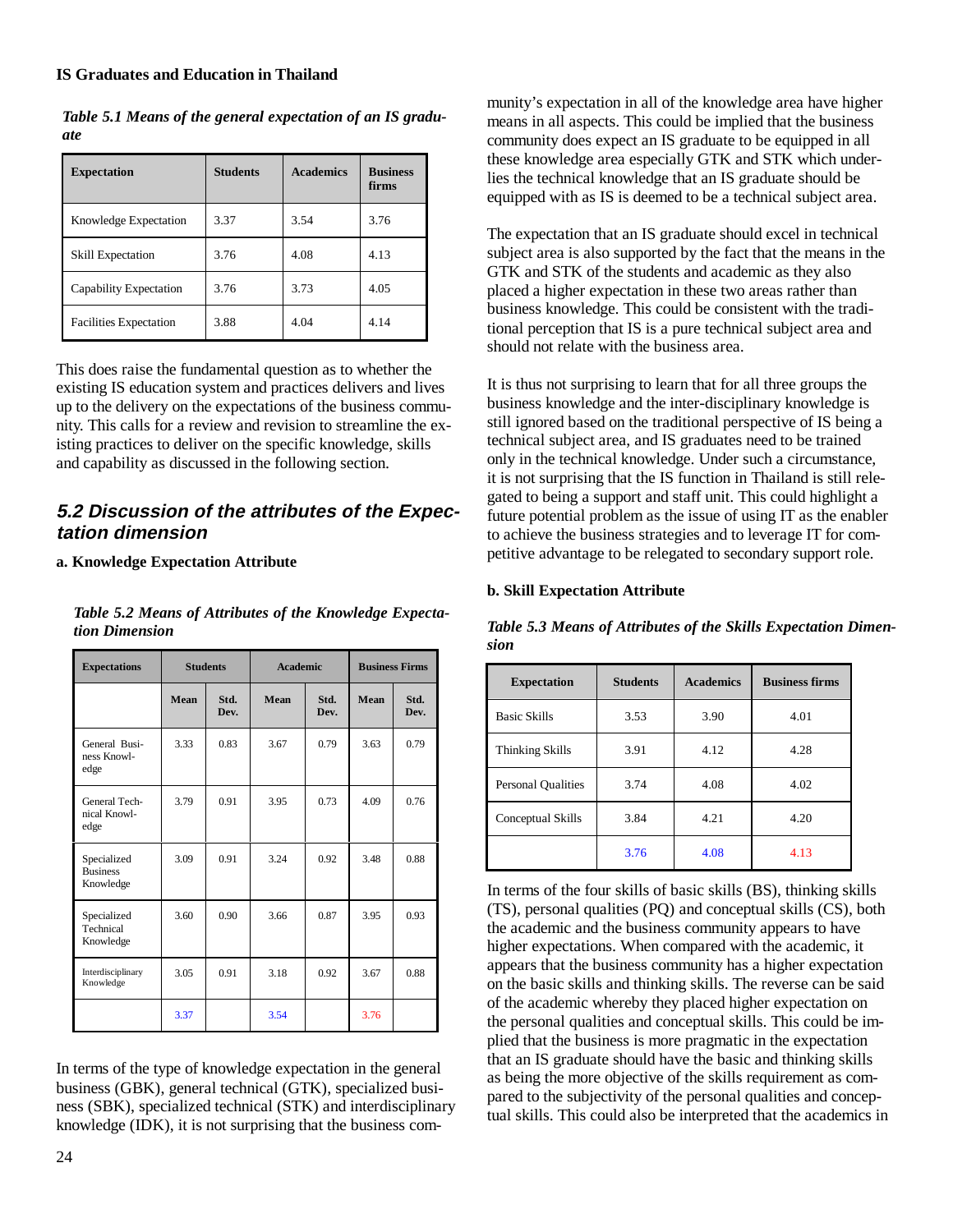*Table 5.1 Means of the general expectation of an IS graduate*

| Expectation | Students | Academics | Business firms |
|---|---|---|---|
| Knowledge Expectation | 3.37 | 3.54 | 3.76 |
| Skill Expectation | 3.76 | 4.08 | 4.13 |
| Capability Expectation | 3.76 | 3.73 | 4.05 |
| Facilities Expectation | 3.88 | 4.04 | 4.14 |

This does raise the fundamental question as to whether the existing IS education system and practices delivers and lives up to the delivery on the expectations of the business community. This calls for a review and revision to streamline the existing practices to deliver on the specific knowledge, skills and capability as discussed in the following section.

## 5.2 Discussion of the attributes of the Expectation dimension

**a. Knowledge Expectation Attribute**

*Table 5.2 Means of Attributes of the Knowledge Expectation Dimension*

| Expectations | Students | | Academic | | Business Firms | |
|---|---|---|---|---|---|---|
| | Mean | Std. Dev. | Mean | Std. Dev. | Mean | Std. Dev. |
| General Business Knowledge | 3.33 | 0.83 | 3.67 | 0.79 | 3.63 | 0.79 |
| General Technical Knowledge | 3.79 | 0.91 | 3.95 | 0.73 | 4.09 | 0.76 |
| Specialized Business Knowledge | 3.09 | 0.91 | 3.24 | 0.92 | 3.48 | 0.88 |
| Specialized Technical Knowledge | 3.60 | 0.90 | 3.66 | 0.87 | 3.95 | 0.93 |
| Interdisciplinary Knowledge | 3.05 | 0.91 | 3.18 | 0.92 | 3.67 | 0.88 |
| | 3.37 | | 3.54 | | 3.76 | |

In terms of the type of knowledge expectation in the general business (GBK), general technical (GTK), specialized business (SBK), specialized technical (STK) and interdisciplinary knowledge (IDK), it is not surprising that the business community's expectation in all of the knowledge area have higher means in all aspects. This could be implied that the business community does expect an IS graduate to be equipped in all these knowledge area especially GTK and STK which underlies the technical knowledge that an IS graduate should be equipped with as IS is deemed to be a technical subject area.

The expectation that an IS graduate should excel in technical subject area is also supported by the fact that the means in the GTK and STK of the students and academic as they also placed a higher expectation in these two areas rather than business knowledge. This could be consistent with the traditional perception that IS is a pure technical subject area and should not relate with the business area.

It is thus not surprising to learn that for all three groups the business knowledge and the inter-disciplinary knowledge is still ignored based on the traditional perspective of IS being a technical subject area, and IS graduates need to be trained only in the technical knowledge. Under such a circumstance, it is not surprising that the IS function in Thailand is still relegated to being a support and staff unit. This could highlight a future potential problem as the issue of using IT as the enabler to achieve the business strategies and to leverage IT for competitive advantage to be relegated to secondary support role.

**b. Skill Expectation Attribute**

*Table 5.3 Means of Attributes of the Skills Expectation Dimension*

| Expectation | Students | Academics | Business firms |
|---|---|---|---|
| Basic Skills | 3.53 | 3.90 | 4.01 |
| Thinking Skills | 3.91 | 4.12 | 4.28 |
| Personal Qualities | 3.74 | 4.08 | 4.02 |
| Conceptual Skills | 3.84 | 4.21 | 4.20 |
| | 3.76 | 4.08 | 4.13 |

In terms of the four skills of basic skills (BS), thinking skills (TS), personal qualities (PQ) and conceptual skills (CS), both the academic and the business community appears to have higher expectations. When compared with the academic, it appears that the business community has a higher expectation on the basic skills and thinking skills. The reverse can be said of the academic whereby they placed higher expectation on the personal qualities and conceptual skills. This could be implied that the business is more pragmatic in the expectation that an IS graduate should have the basic and thinking skills as being the more objective of the skills requirement as compared to the subjectivity of the personal qualities and conceptual skills. This could also be interpreted that the academics in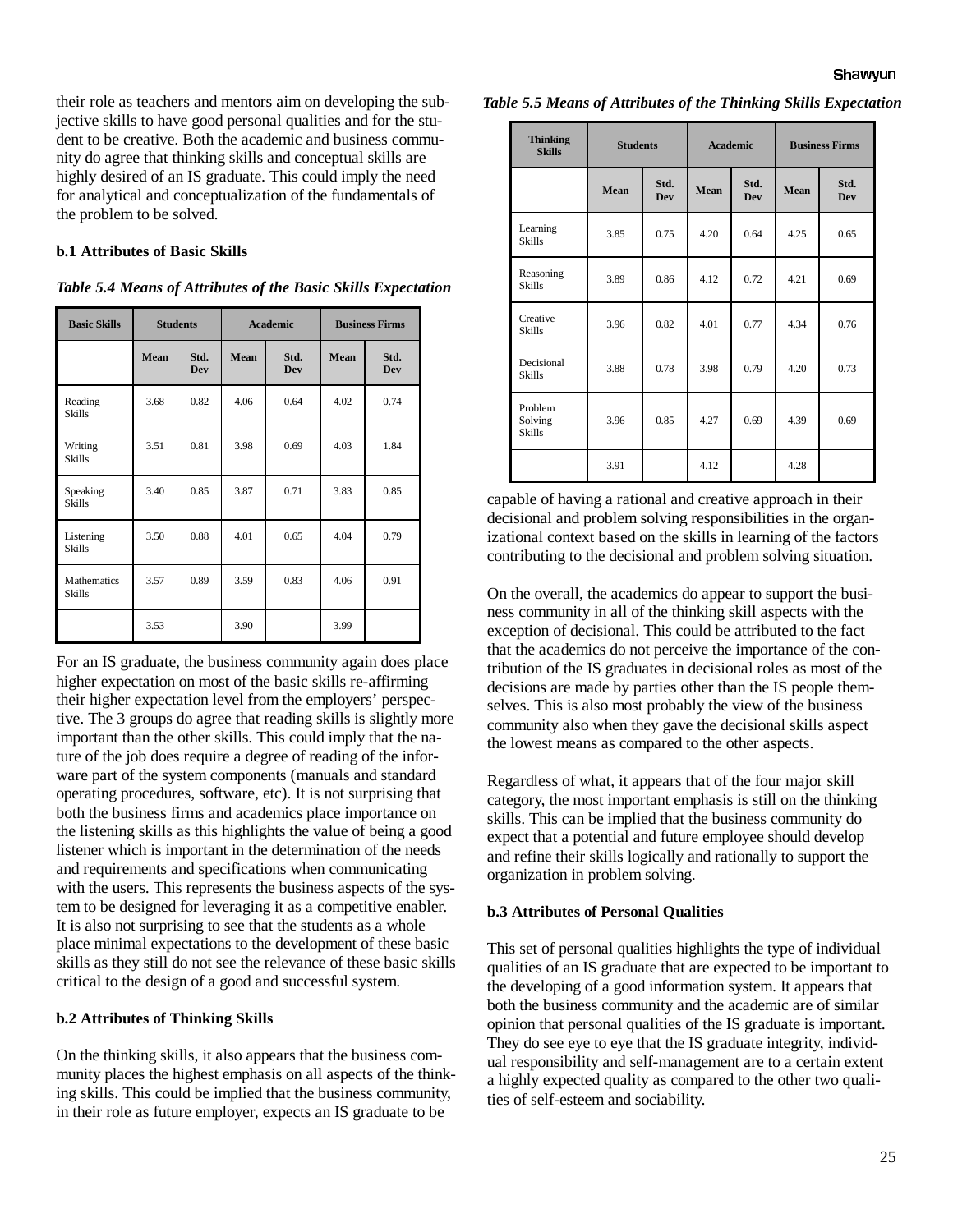their role as teachers and mentors aim on developing the subjective skills to have good personal qualities and for the student to be creative. Both the academic and business community do agree that thinking skills and conceptual skills are highly desired of an IS graduate. This could imply the need for analytical and conceptualization of the fundamentals of the problem to be solved.

**b.1 Attributes of Basic Skills**

*Table 5.4 Means of Attributes of the Basic Skills Expectation*

| Basic Skills | Students | | Academic | | Business Firms | |
|---|---|---|---|---|---|---|
| | Mean | Std. Dev | Mean | Std. Dev | Mean | Std. Dev |
| Reading Skills | 3.68 | 0.82 | 4.06 | 0.64 | 4.02 | 0.74 |
| Writing Skills | 3.51 | 0.81 | 3.98 | 0.69 | 4.03 | 1.84 |
| Speaking Skills | 3.40 | 0.85 | 3.87 | 0.71 | 3.83 | 0.85 |
| Listening Skills | 3.50 | 0.88 | 4.01 | 0.65 | 4.04 | 0.79 |
| Mathematics Skills | 3.57 | 0.89 | 3.59 | 0.83 | 4.06 | 0.91 |
| | 3.53 | | 3.90 | | 3.99 | |

For an IS graduate, the business community again does place higher expectation on most of the basic skills re-affirming their higher expectation level from the employers' perspective. The 3 groups do agree that reading skills is slightly more important than the other skills. This could imply that the nature of the job does require a degree of reading of the inforware part of the system components (manuals and standard operating procedures, software, etc). It is not surprising that both the business firms and academics place importance on the listening skills as this highlights the value of being a good listener which is important in the determination of the needs and requirements and specifications when communicating with the users. This represents the business aspects of the system to be designed for leveraging it as a competitive enabler. It is also not surprising to see that the students as a whole place minimal expectations to the development of these basic skills as they still do not see the relevance of these basic skills critical to the design of a good and successful system.

**b.2 Attributes of Thinking Skills**

On the thinking skills, it also appears that the business community places the highest emphasis on all aspects of the thinking skills. This could be implied that the business community, in their role as future employer, expects an IS graduate to be capable of having a rational and creative approach in their decisional and problem solving responsibilities in the organizational context based on the skills in learning of the factors contributing to the decisional and problem solving situation.

*Table 5.5 Means of Attributes of the Thinking Skills Expectation*

| Thinking Skills | Students | | Academic | | Business Firms | |
|---|---|---|---|---|---|---|
| | Mean | Std. Dev | Mean | Std. Dev | Mean | Std. Dev |
| Learning Skills | 3.85 | 0.75 | 4.20 | 0.64 | 4.25 | 0.65 |
| Reasoning Skills | 3.89 | 0.86 | 4.12 | 0.72 | 4.21 | 0.69 |
| Creative Skills | 3.96 | 0.82 | 4.01 | 0.77 | 4.34 | 0.76 |
| Decisional Skills | 3.88 | 0.78 | 3.98 | 0.79 | 4.20 | 0.73 |
| Problem Solving Skills | 3.96 | 0.85 | 4.27 | 0.69 | 4.39 | 0.69 |
| | 3.91 | | 4.12 | | 4.28 | |

On the overall, the academics do appear to support the business community in all of the thinking skill aspects with the exception of decisional. This could be attributed to the fact that the academics do not perceive the importance of the contribution of the IS graduates in decisional roles as most of the decisions are made by parties other than the IS people themselves. This is also most probably the view of the business community also when they gave the decisional skills aspect the lowest means as compared to the other aspects.

Regardless of what, it appears that of the four major skill category, the most important emphasis is still on the thinking skills. This can be implied that the business community do expect that a potential and future employee should develop and refine their skills logically and rationally to support the organization in problem solving.

**b.3 Attributes of Personal Qualities**

This set of personal qualities highlights the type of individual qualities of an IS graduate that are expected to be important to the developing of a good information system. It appears that both the business community and the academic are of similar opinion that personal qualities of the IS graduate is important. They do see eye to eye that the IS graduate integrity, individual responsibility and self-management are to a certain extent a highly expected quality as compared to the other two qualities of self-esteem and sociability.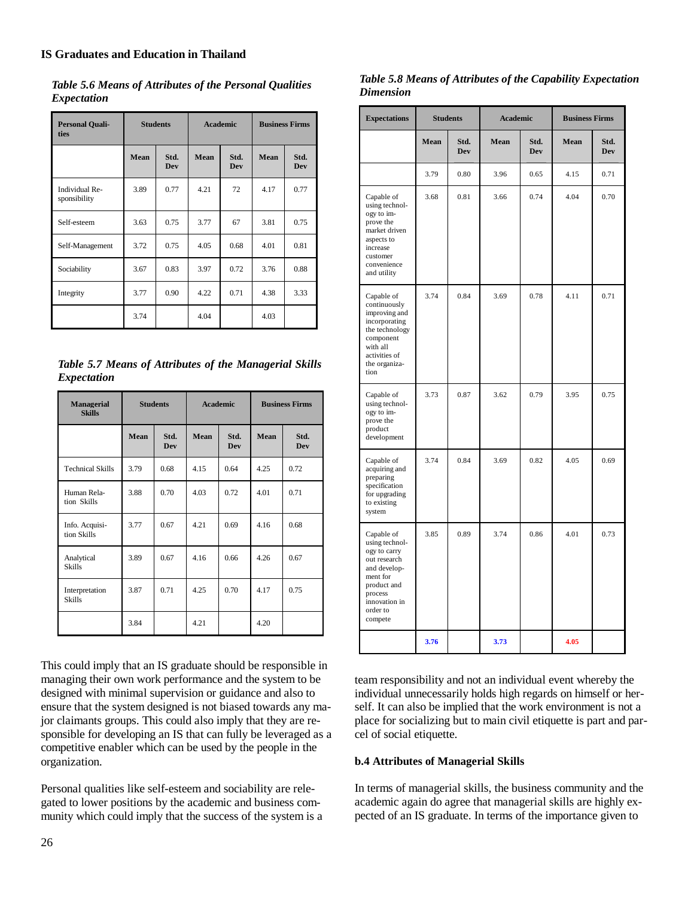*Table 5.6 Means of Attributes of the Personal Qualities Expectation*

| Personal Qualities | Students | | Academic | | Business Firms | |
|---|---|---|---|---|---|---|
| | Mean | Std. Dev | Mean | Std. Dev | Mean | Std. Dev |
| Individual Responsibility | 3.89 | 0.77 | 4.21 | 72 | 4.17 | 0.77 |
| Self-esteem | 3.63 | 0.75 | 3.77 | 67 | 3.81 | 0.75 |
| Self-Management | 3.72 | 0.75 | 4.05 | 0.68 | 4.01 | 0.81 |
| Sociability | 3.67 | 0.83 | 3.97 | 0.72 | 3.76 | 0.88 |
| Integrity | 3.77 | 0.90 | 4.22 | 0.71 | 4.38 | 3.33 |
| | 3.74 | | 4.04 | | 4.03 | |

*Table 5.7 Means of Attributes of the Managerial Skills Expectation*

| Managerial Skills | Students | | Academic | | Business Firms | |
|---|---|---|---|---|---|---|
| | Mean | Std. Dev | Mean | Std. Dev | Mean | Std. Dev |
| Technical Skills | 3.79 | 0.68 | 4.15 | 0.64 | 4.25 | 0.72 |
| Human Relation Skills | 3.88 | 0.70 | 4.03 | 0.72 | 4.01 | 0.71 |
| Info. Acquisition Skills | 3.77 | 0.67 | 4.21 | 0.69 | 4.16 | 0.68 |
| Analytical Skills | 3.89 | 0.67 | 4.16 | 0.66 | 4.26 | 0.67 |
| Interpretation Skills | 3.87 | 0.71 | 4.25 | 0.70 | 4.17 | 0.75 |
| | 3.84 | | 4.21 | | 4.20 | |

This could imply that an IS graduate should be responsible in managing their own work performance and the system to be designed with minimal supervision or guidance and also to ensure that the system designed is not biased towards any major claimants groups. This could also imply that they are responsible for developing an IS that can fully be leveraged as a competitive enabler which can be used by the people in the organization.

Personal qualities like self-esteem and sociability are relegated to lower positions by the academic and business community which could imply that the success of the system is a team responsibility and not an individual event whereby the individual unnecessarily holds high regards on himself or herself. It can also be implied that the work environment is not a place for socializing but to main civil etiquette is part and parcel of social etiquette.

*Table 5.8 Means of Attributes of the Capability Expectation Dimension*

| Expectations | Students | | Academic | | Business Firms | |
|---|---|---|---|---|---|---|
| | Mean | Std. Dev | Mean | Std. Dev | Mean | Std. Dev |
| | 3.79 | 0.80 | 3.96 | 0.65 | 4.15 | 0.71 |
| Capable of using technology to improve the market driven aspects to increase customer convenience and utility | 3.68 | 0.81 | 3.66 | 0.74 | 4.04 | 0.70 |
| Capable of continuously improving and incorporating the technology component with all activities of the organization | 3.74 | 0.84 | 3.69 | 0.78 | 4.11 | 0.71 |
| Capable of using technology to improve the product development | 3.73 | 0.87 | 3.62 | 0.79 | 3.95 | 0.75 |
| Capable of acquiring and preparing specification for upgrading to existing system | 3.74 | 0.84 | 3.69 | 0.82 | 4.05 | 0.69 |
| Capable of using technology to carry out research and development for product and process innovation in order to compete | 3.85 | 0.89 | 3.74 | 0.86 | 4.01 | 0.73 |
| | 3.76 | | 3.73 | | 4.05 | |

### b.4 Attributes of Managerial Skills

In terms of managerial skills, the business community and the academic again do agree that managerial skills are highly expected of an IS graduate. In terms of the importance given to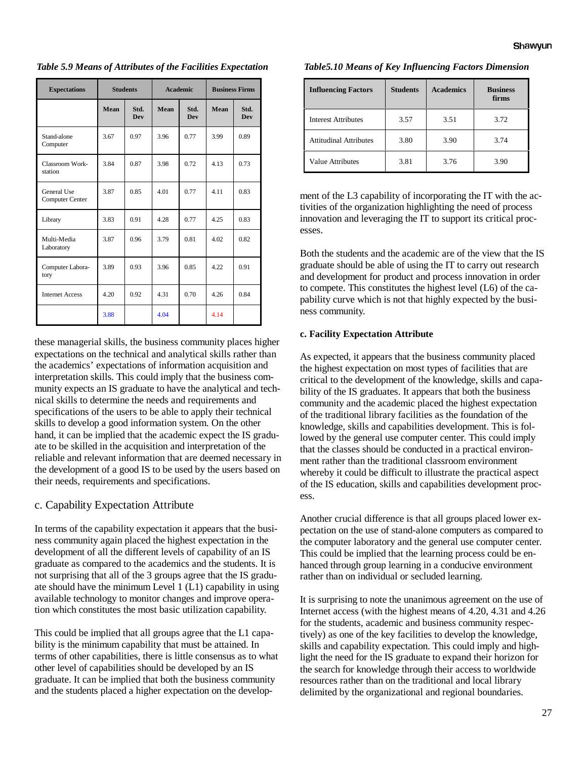*Table 5.9 Means of Attributes of the Facilities Expectation*

| Expectations | Students | | Academic | | Business Firms | |
|---|---|---|---|---|---|---|
| | Mean | Std. Dev | Mean | Std. Dev | Mean | Std. Dev |
| Stand-alone Computer | 3.67 | 0.97 | 3.96 | 0.77 | 3.99 | 0.89 |
| Classroom Work-station | 3.84 | 0.87 | 3.98 | 0.72 | 4.13 | 0.73 |
| General Use Computer Center | 3.87 | 0.85 | 4.01 | 0.77 | 4.11 | 0.83 |
| Library | 3.83 | 0.91 | 4.28 | 0.77 | 4.25 | 0.83 |
| Multi-Media Laboratory | 3.87 | 0.96 | 3.79 | 0.81 | 4.02 | 0.82 |
| Computer Labora-tory | 3.89 | 0.93 | 3.96 | 0.85 | 4.22 | 0.91 |
| Internet Access | 4.20 | 0.92 | 4.31 | 0.70 | 4.26 | 0.84 |
| | 3.88 | | 4.04 | | 4.14 | |

these managerial skills, the business community places higher expectations on the technical and analytical skills rather than the academics' expectations of information acquisition and interpretation skills. This could imply that the business community expects an IS graduate to have the analytical and technical skills to determine the needs and requirements and specifications of the users to be able to apply their technical skills to develop a good information system. On the other hand, it can be implied that the academic expect the IS graduate to be skilled in the acquisition and interpretation of the reliable and relevant information that are deemed necessary in the development of a good IS to be used by the users based on their needs, requirements and specifications.

## c. Capability Expectation Attribute

In terms of the capability expectation it appears that the business community again placed the highest expectation in the development of all the different levels of capability of an IS graduate as compared to the academics and the students. It is not surprising that all of the 3 groups agree that the IS graduate should have the minimum Level 1 (L1) capability in using available technology to monitor changes and improve operation which constitutes the most basic utilization capability.

This could be implied that all groups agree that the L1 capability is the minimum capability that must be attained. In terms of other capabilities, there is little consensus as to what other level of capabilities should be developed by an IS graduate. It can be implied that both the business community and the students placed a higher expectation on the development of the L3 capability of incorporating the IT with the activities of the organization highlighting the need of process innovation and leveraging the IT to support its critical processes.

*Table5.10 Means of Key Influencing Factors Dimension*

| Influencing Factors | Students | Academics | Business firms |
|---|---|---|---|
| Interest Attributes | 3.57 | 3.51 | 3.72 |
| Attitudinal Attributes | 3.80 | 3.90 | 3.74 |
| Value Attributes | 3.81 | 3.76 | 3.90 |

Both the students and the academic are of the view that the IS graduate should be able of using the IT to carry out research and development for product and process innovation in order to compete. This constitutes the highest level (L6) of the capability curve which is not that highly expected by the business community.

### c. Facility Expectation Attribute

As expected, it appears that the business community placed the highest expectation on most types of facilities that are critical to the development of the knowledge, skills and capability of the IS graduates. It appears that both the business community and the academic placed the highest expectation of the traditional library facilities as the foundation of the knowledge, skills and capabilities development. This is followed by the general use computer center. This could imply that the classes should be conducted in a practical environment rather than the traditional classroom environment whereby it could be difficult to illustrate the practical aspect of the IS education, skills and capabilities development process.

Another crucial difference is that all groups placed lower expectation on the use of stand-alone computers as compared to the computer laboratory and the general use computer center. This could be implied that the learning process could be enhanced through group learning in a conducive environment rather than on individual or secluded learning.

It is surprising to note the unanimous agreement on the use of Internet access (with the highest means of 4.20, 4.31 and 4.26 for the students, academic and business community respectively) as one of the key facilities to develop the knowledge, skills and capability expectation. This could imply and highlight the need for the IS graduate to expand their horizon for the search for knowledge through their access to worldwide resources rather than on the traditional and local library delimited by the organizational and regional boundaries.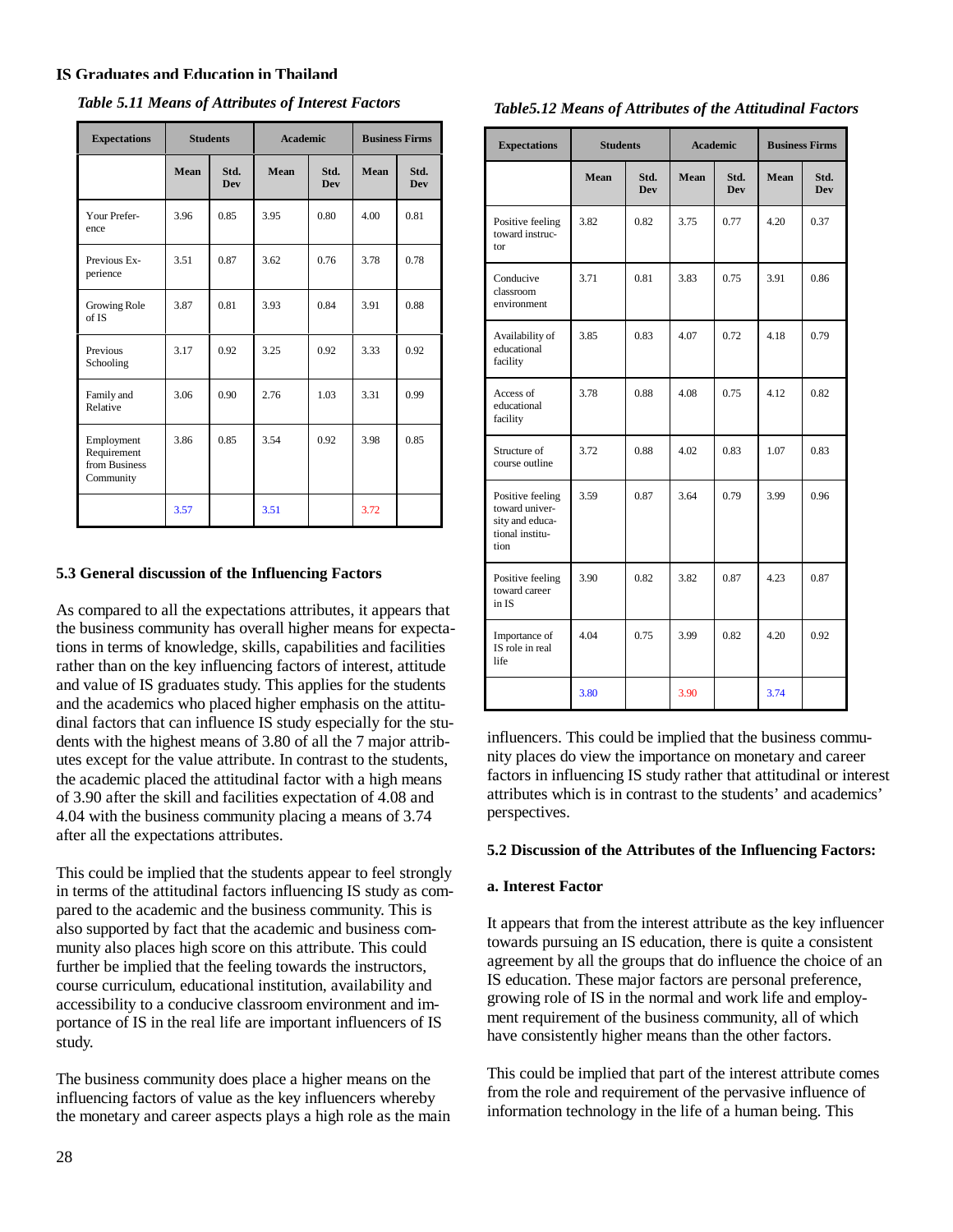*Table 5.11 Means of Attributes of Interest Factors*

| Expectations | Students | | Academic | | Business Firms | |
|---|---|---|---|---|---|---|
| | Mean | Std. Dev | Mean | Std. Dev | Mean | Std. Dev |
| Your Preference | 3.96 | 0.85 | 3.95 | 0.80 | 4.00 | 0.81 |
| Previous Experience | 3.51 | 0.87 | 3.62 | 0.76 | 3.78 | 0.78 |
| Growing Role of IS | 3.87 | 0.81 | 3.93 | 0.84 | 3.91 | 0.88 |
| Previous Schooling | 3.17 | 0.92 | 3.25 | 0.92 | 3.33 | 0.92 |
| Family and Relative | 3.06 | 0.90 | 2.76 | 1.03 | 3.31 | 0.99 |
| Employment Requirement from Business Community | 3.86 | 0.85 | 3.54 | 0.92 | 3.98 | 0.85 |
| | 3.57 | | 3.51 | | 3.72 | |

### 5.3 General discussion of the Influencing Factors

As compared to all the expectations attributes, it appears that the business community has overall higher means for expectations in terms of knowledge, skills, capabilities and facilities rather than on the key influencing factors of interest, attitude and value of IS graduates study. This applies for the students and the academics who placed higher emphasis on the attitudinal factors that can influence IS study especially for the students with the highest means of 3.80 of all the 7 major attributes except for the value attribute. In contrast to the students, the academic placed the attitudinal factor with a high means of 3.90 after the skill and facilities expectation of 4.08 and 4.04 with the business community placing a means of 3.74 after all the expectations attributes.

This could be implied that the students appear to feel strongly in terms of the attitudinal factors influencing IS study as compared to the academic and the business community. This is also supported by fact that the academic and business community also places high score on this attribute. This could further be implied that the feeling towards the instructors, course curriculum, educational institution, availability and accessibility to a conducive classroom environment and importance of IS in the real life are important influencers of IS study.

The business community does place a higher means on the influencing factors of value as the key influencers whereby the monetary and career aspects plays a high role as the main influencers. This could be implied that the business community places do view the importance on monetary and career factors in influencing IS study rather that attitudinal or interest attributes which is in contrast to the students' and academics' perspectives.

*Table5.12 Means of Attributes of the Attitudinal Factors*

| Expectations | Students | | Academic | | Business Firms | |
|---|---|---|---|---|---|---|
| | Mean | Std. Dev | Mean | Std. Dev | Mean | Std. Dev |
| Positive feeling toward instructor | 3.82 | 0.82 | 3.75 | 0.77 | 4.20 | 0.37 |
| Conducive classroom environment | 3.71 | 0.81 | 3.83 | 0.75 | 3.91 | 0.86 |
| Availability of educational facility | 3.85 | 0.83 | 4.07 | 0.72 | 4.18 | 0.79 |
| Access of educational facility | 3.78 | 0.88 | 4.08 | 0.75 | 4.12 | 0.82 |
| Structure of course outline | 3.72 | 0.88 | 4.02 | 0.83 | 1.07 | 0.83 |
| Positive feeling toward university and educational institution | 3.59 | 0.87 | 3.64 | 0.79 | 3.99 | 0.96 |
| Positive feeling toward career in IS | 3.90 | 0.82 | 3.82 | 0.87 | 4.23 | 0.87 |
| Importance of IS role in real life | 4.04 | 0.75 | 3.99 | 0.82 | 4.20 | 0.92 |
| | 3.80 | | 3.90 | | 3.74 | |

### 5.2 Discussion of the Attributes of the Influencing Factors:

#### a. Interest Factor

It appears that from the interest attribute as the key influencer towards pursuing an IS education, there is quite a consistent agreement by all the groups that do influence the choice of an IS education. These major factors are personal preference, growing role of IS in the normal and work life and employment requirement of the business community, all of which have consistently higher means than the other factors.

This could be implied that part of the interest attribute comes from the role and requirement of the pervasive influence of information technology in the life of a human being. This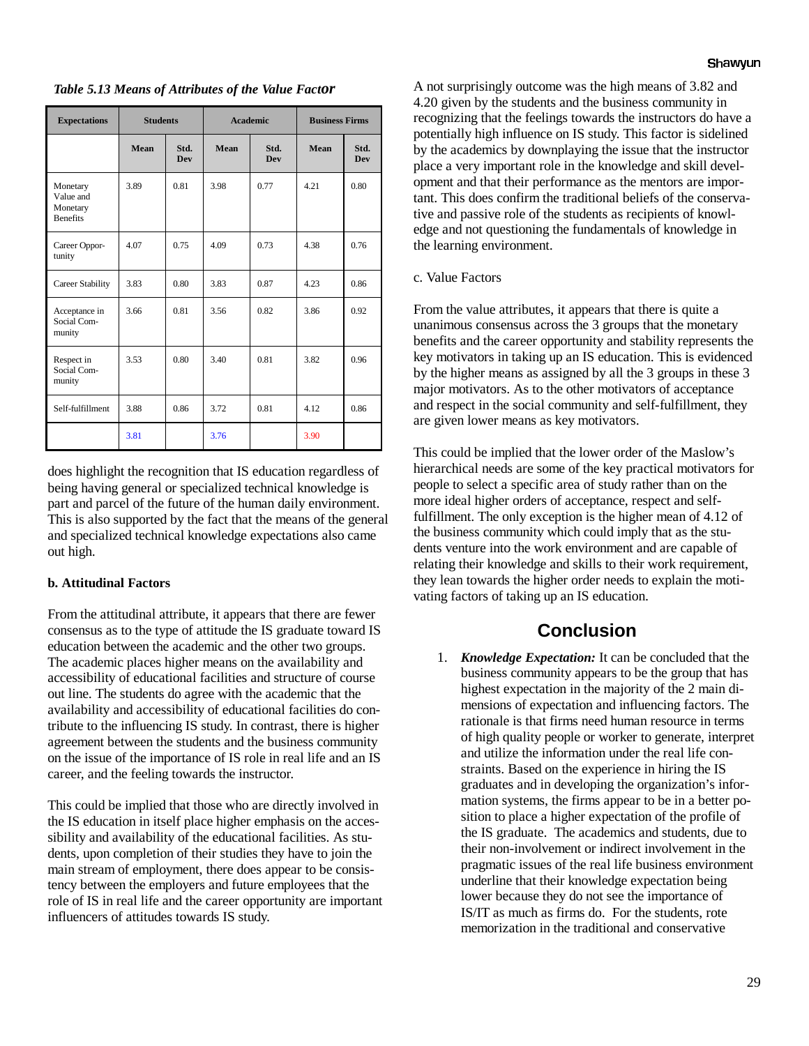*Table 5.13 Means of Attributes of the Value Factor*

| Expectations | Students | | Academic | | Business Firms | |
|---|---|---|---|---|---|---|
| | Mean | Std. Dev | Mean | Std. Dev | Mean | Std. Dev |
| Monetary Value and Monetary Benefits | 3.89 | 0.81 | 3.98 | 0.77 | 4.21 | 0.80 |
| Career Opportunity | 4.07 | 0.75 | 4.09 | 0.73 | 4.38 | 0.76 |
| Career Stability | 3.83 | 0.80 | 3.83 | 0.87 | 4.23 | 0.86 |
| Acceptance in Social Community | 3.66 | 0.81 | 3.56 | 0.82 | 3.86 | 0.92 |
| Respect in Social Community | 3.53 | 0.80 | 3.40 | 0.81 | 3.82 | 0.96 |
| Self-fulfillment | 3.88 | 0.86 | 3.72 | 0.81 | 4.12 | 0.86 |
| | 3.81 | | 3.76 | | 3.90 | |

does highlight the recognition that IS education regardless of being having general or specialized technical knowledge is part and parcel of the future of the human daily environment. This is also supported by the fact that the means of the general and specialized technical knowledge expectations also came out high.

**b. Attitudinal Factors**

From the attitudinal attribute, it appears that there are fewer consensus as to the type of attitude the IS graduate toward IS education between the academic and the other two groups. The academic places higher means on the availability and accessibility of educational facilities and structure of course out line. The students do agree with the academic that the availability and accessibility of educational facilities do contribute to the influencing IS study. In contrast, there is higher agreement between the students and the business community on the issue of the importance of IS role in real life and an IS career, and the feeling towards the instructor.

This could be implied that those who are directly involved in the IS education in itself place higher emphasis on the accessibility and availability of the educational facilities. As students, upon completion of their studies they have to join the main stream of employment, there does appear to be consistency between the employers and future employees that the role of IS in real life and the career opportunity are important influencers of attitudes towards IS study.

A not surprisingly outcome was the high means of 3.82 and 4.20 given by the students and the business community in recognizing that the feelings towards the instructors do have a potentially high influence on IS study. This factor is sidelined by the academics by downplaying the issue that the instructor place a very important role in the knowledge and skill development and that their performance as the mentors are important. This does confirm the traditional beliefs of the conservative and passive role of the students as recipients of knowledge and not questioning the fundamentals of knowledge in the learning environment.

c. Value Factors

From the value attributes, it appears that there is quite a unanimous consensus across the 3 groups that the monetary benefits and the career opportunity and stability represents the key motivators in taking up an IS education. This is evidenced by the higher means as assigned by all the 3 groups in these 3 major motivators. As to the other motivators of acceptance and respect in the social community and self-fulfillment, they are given lower means as key motivators.

This could be implied that the lower order of the Maslow's hierarchical needs are some of the key practical motivators for people to select a specific area of study rather than on the more ideal higher orders of acceptance, respect and self-fulfillment. The only exception is the higher mean of 4.12 of the business community which could imply that as the students venture into the work environment and are capable of relating their knowledge and skills to their work requirement, they lean towards the higher order needs to explain the motivating factors of taking up an IS education.

## Conclusion

1. ***Knowledge Expectation:*** It can be concluded that the business community appears to be the group that has highest expectation in the majority of the 2 main dimensions of expectation and influencing factors. The rationale is that firms need human resource in terms of high quality people or worker to generate, interpret and utilize the information under the real life constraints. Based on the experience in hiring the IS graduates and in developing the organization's information systems, the firms appear to be in a better position to place a higher expectation of the profile of the IS graduate. The academics and students, due to their non-involvement or indirect involvement in the pragmatic issues of the real life business environment underline that their knowledge expectation being lower because they do not see the importance of IS/IT as much as firms do. For the students, rote memorization in the traditional and conservative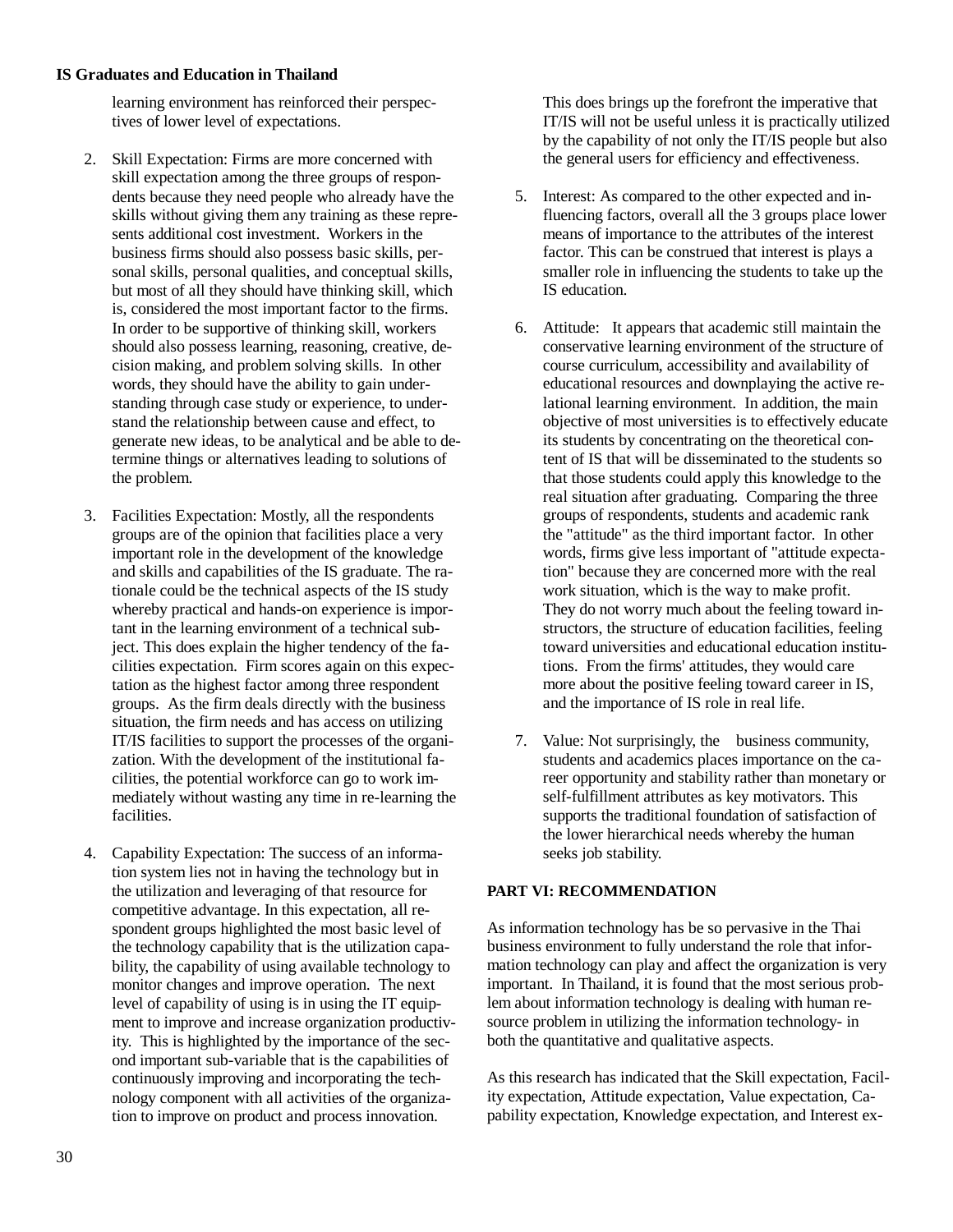learning environment has reinforced their perspectives of lower level of expectations.

2. Skill Expectation: Firms are more concerned with skill expectation among the three groups of respondents because they need people who already have the skills without giving them any training as these represents additional cost investment. Workers in the business firms should also possess basic skills, personal skills, personal qualities, and conceptual skills, but most of all they should have thinking skill, which is, considered the most important factor to the firms. In order to be supportive of thinking skill, workers should also possess learning, reasoning, creative, decision making, and problem solving skills. In other words, they should have the ability to gain understanding through case study or experience, to understand the relationship between cause and effect, to generate new ideas, to be analytical and be able to determine things or alternatives leading to solutions of the problem.

3. Facilities Expectation: Mostly, all the respondents groups are of the opinion that facilities place a very important role in the development of the knowledge and skills and capabilities of the IS graduate. The rationale could be the technical aspects of the IS study whereby practical and hands-on experience is important in the learning environment of a technical subject. This does explain the higher tendency of the facilities expectation. Firm scores again on this expectation as the highest factor among three respondent groups. As the firm deals directly with the business situation, the firm needs and has access on utilizing IT/IS facilities to support the processes of the organization. With the development of the institutional facilities, the potential workforce can go to work immediately without wasting any time in re-learning the facilities.

4. Capability Expectation: The success of an information system lies not in having the technology but in the utilization and leveraging of that resource for competitive advantage. In this expectation, all respondent groups highlighted the most basic level of the technology capability that is the utilization capability, the capability of using available technology to monitor changes and improve operation. The next level of capability of using is in using the IT equipment to improve and increase organization productivity. This is highlighted by the importance of the second important sub-variable that is the capabilities of continuously improving and incorporating the technology component with all activities of the organization to improve on product and process innovation.

   This does brings up the forefront the imperative that IT/IS will not be useful unless it is practically utilized by the capability of not only the IT/IS people but also the general users for efficiency and effectiveness.

5. Interest: As compared to the other expected and influencing factors, overall all the 3 groups place lower means of importance to the attributes of the interest factor. This can be construed that interest is plays a smaller role in influencing the students to take up the IS education.

6. Attitude: It appears that academic still maintain the conservative learning environment of the structure of course curriculum, accessibility and availability of educational resources and downplaying the active relational learning environment. In addition, the main objective of most universities is to effectively educate its students by concentrating on the theoretical content of IS that will be disseminated to the students so that those students could apply this knowledge to the real situation after graduating. Comparing the three groups of respondents, students and academic rank the "attitude" as the third important factor. In other words, firms give less important of "attitude expectation" because they are concerned more with the real work situation, which is the way to make profit. They do not worry much about the feeling toward instructors, the structure of education facilities, feeling toward universities and educational education institutions. From the firms' attitudes, they would care more about the positive feeling toward career in IS, and the importance of IS role in real life.

7. Value: Not surprisingly, the business community, students and academics places importance on the career opportunity and stability rather than monetary or self-fulfillment attributes as key motivators. This supports the traditional foundation of satisfaction of the lower hierarchical needs whereby the human seeks job stability.

## PART VI: RECOMMENDATION

As information technology has be so pervasive in the Thai business environment to fully understand the role that information technology can play and affect the organization is very important. In Thailand, it is found that the most serious problem about information technology is dealing with human resource problem in utilizing the information technology- in both the quantitative and qualitative aspects.

As this research has indicated that the Skill expectation, Facility expectation, Attitude expectation, Value expectation, Capability expectation, Knowledge expectation, and Interest ex-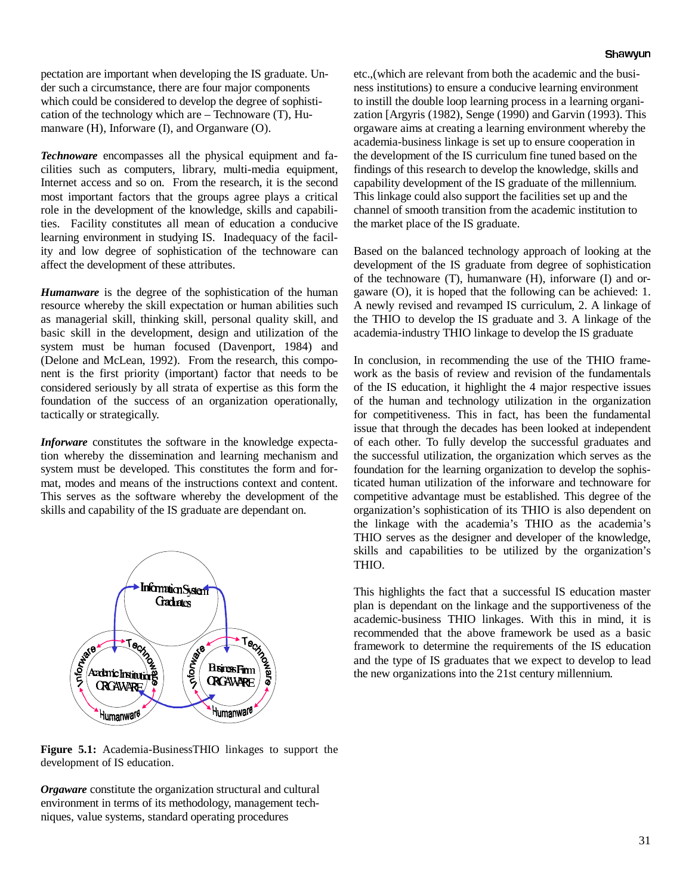pectation are important when developing the IS graduate. Under such a circumstance, there are four major components which could be considered to develop the degree of sophistication of the technology which are – Technoware (T), Humanware (H), Inforware (I), and Organware (O).

***Technoware*** encompasses all the physical equipment and facilities such as computers, library, multi-media equipment, Internet access and so on. From the research, it is the second most important factors that the groups agree plays a critical role in the development of the knowledge, skills and capabilities. Facility constitutes all mean of education a conducive learning environment in studying IS. Inadequacy of the facility and low degree of sophistication of the technoware can affect the development of these attributes.

***Humanware*** is the degree of the sophistication of the human resource whereby the skill expectation or human abilities such as managerial skill, thinking skill, personal quality skill, and basic skill in the development, design and utilization of the system must be human focused (Davenport, 1984) and (Delone and McLean, 1992). From the research, this component is the first priority (important) factor that needs to be considered seriously by all strata of expertise as this form the foundation of the success of an organization operationally, tactically or strategically.

***Inforware*** constitutes the software in the knowledge expectation whereby the dissemination and learning mechanism and system must be developed. This constitutes the form and format, modes and means of the instructions context and content. This serves as the software whereby the development of the skills and capability of the IS graduate are dependant on.

Information System Graduates

Inforware Technoware Academic Institution ORGAWARE Humanware

Inforware Technoware Business Firm ORGAWARE Humanware

**Figure 5.1:** Academia-BusinessTHIO linkages to support the development of IS education.

***Orgaware*** constitute the organization structural and cultural environment in terms of its methodology, management techniques, value systems, standard operating procedures etc.,(which are relevant from both the academic and the business institutions) to ensure a conducive learning environment to instill the double loop learning process in a learning organization [Argyris (1982), Senge (1990) and Garvin (1993). This orgaware aims at creating a learning environment whereby the academia-business linkage is set up to ensure cooperation in the development of the IS curriculum fine tuned based on the findings of this research to develop the knowledge, skills and capability development of the IS graduate of the millennium. This linkage could also support the facilities set up and the channel of smooth transition from the academic institution to the market place of the IS graduate.

Based on the balanced technology approach of looking at the development of the IS graduate from degree of sophistication of the technoware (T), humanware (H), inforware (I) and orgaware (O), it is hoped that the following can be achieved: 1. A newly revised and revamped IS curriculum, 2. A linkage of the THIO to develop the IS graduate and 3. A linkage of the academia-industry THIO linkage to develop the IS graduate

In conclusion, in recommending the use of the THIO framework as the basis of review and revision of the fundamentals of the IS education, it highlight the 4 major respective issues of the human and technology utilization in the organization for competitiveness. This in fact, has been the fundamental issue that through the decades has been looked at independent of each other. To fully develop the successful graduates and the successful utilization, the organization which serves as the foundation for the learning organization to develop the sophisticated human utilization of the inforware and technoware for competitive advantage must be established. This degree of the organization's sophistication of its THIO is also dependent on the linkage with the academia's THIO as the academia's THIO serves as the designer and developer of the knowledge, skills and capabilities to be utilized by the organization's THIO.

This highlights the fact that a successful IS education master plan is dependant on the linkage and the supportiveness of the academic-business THIO linkages. With this in mind, it is recommended that the above framework be used as a basic framework to determine the requirements of the IS education and the type of IS graduates that we expect to develop to lead the new organizations into the 21st century millennium.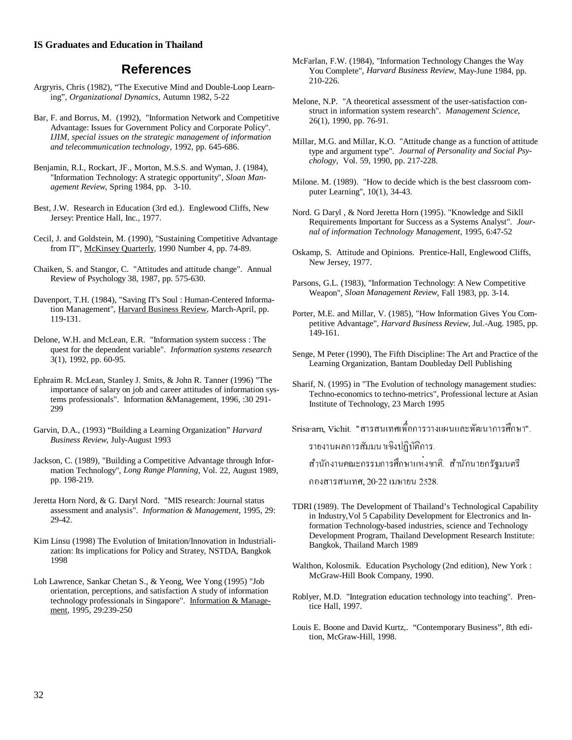# References

Argryris, Chris (1982), "The Executive Mind and Double-Loop Learning", *Organizational Dynamics*, Autumn 1982, 5-22

Bar, F. and Borrus, M. (1992), "Information Network and Competitive Advantage: Issues for Government Policy and Corporate Policy". *IJIM, special issues on the strategic management of information and telecommunication technology*, 1992, pp. 645-686.

Benjamin, R.I., Rockart, JF., Morton, M.S.S. and Wyman, J. (1984), "Information Technology: A strategic opportunity", *Sloan Management Review*, Spring 1984, pp. 3-10.

Best, J.W. Research in Education (3rd ed.). Englewood Cliffs, New Jersey: Prentice Hall, Inc., 1977.

Cecil, J. and Goldstein, M. (1990), "Sustaining Competitive Advantage from IT", McKinsey Quarterly, 1990 Number 4, pp. 74-89.

Chaiken, S. and Stangor, C. "Attitudes and attitude change". Annual Review of Psychology 38, 1987, pp. 575-630.

Davenport, T.H. (1984), "Saving IT's Soul : Human-Centered Information Management", Harvard Business Review, March-April, pp. 119-131.

Delone, W.H. and McLean, E.R. "Information system success : The quest for the dependent variable". *Information systems research* 3(1), 1992, pp. 60-95.

Ephraim R. McLean, Stanley J. Smits, & John R. Tanner (1996) "The importance of salary on job and career attitudes of information systems professionals". Information &Management, 1996, :30 291-299

Garvin, D.A., (1993) "Building a Learning Organization" *Harvard Business Review*, July-August 1993

Jackson, C. (1989), "Building a Competitive Advantage through Information Technology", *Long Range Planning*, Vol. 22, August 1989, pp. 198-219.

Jeretta Horn Nord, & G. Daryl Nord. "MIS research: Journal status assessment and analysis". *Information & Management*, 1995, 29: 29-42.

Kim Linsu (1998) The Evolution of Imitation/Innovation in Industrialization: Its implications for Policy and Stratey, NSTDA, Bangkok 1998

Loh Lawrence, Sankar Chetan S., & Yeong, Wee Yong (1995) "Job orientation, perceptions, and satisfaction A study of information technology professionals in Singapore". Information & Management, 1995, 29:239-250

McFarlan, F.W. (1984), "Information Technology Changes the Way You Complete", *Harvard Business Review*, May-June 1984, pp. 210-226.

Melone, N.P. "A theoretical assessment of the user-satisfaction construct in information system research". *Management Science*, 26(1), 1990, pp. 76-91.

Millar, M.G. and Millar, K.O. "Attitude change as a function of attitude type and argument type". *Journal of Personality and Social Psychology*, Vol. 59, 1990, pp. 217-228.

Milone. M. (1989). "How to decide which is the best classroom computer Learning", 10(1), 34-43.

Nord. G Daryl , & Nord Jeretta Horn (1995). "Knowledge and Sikll Requirements Important for Success as a Systems Analyst". *Journal of information Technology Management*, 1995, 6:47-52

Oskamp, S. Attitude and Opinions. Prentice-Hall, Englewood Cliffs, New Jersey, 1977.

Parsons, G.L. (1983), "Information Technology: A New Competitive Weapon", *Sloan Management Review*, Fall 1983, pp. 3-14.

Porter, M.E. and Millar, V. (1985), "How Information Gives You Competitive Advantage", *Harvard Business Review*, Jul.-Aug. 1985, pp. 149-161.

Senge, M Peter (1990), The Fifth Discipline: The Art and Practice of the Learning Organization, Bantam Doubleday Dell Publishing

Sharif, N. (1995) in "The Evolution of technology management studies: Techno-economics to techno-metrics", Professional lecture at Asian Institute of Technology, 23 March 1995

Srisa-arn, Vichit. "สารสนเทศเพื่อการวางแผนและพัฒนาการศึกษา". รายงานผลการสัมมนาเชิงปฏิบัติการ. สำนักงานคณะกรรมการศึกษาแห่งชาติ. สำนักนายกรัฐมนตรี กองสารสนเทศ, 20-22 เมษายน 2528.

TDRI (1989). The Development of Thailand's Technological Capability in Industry,Vol 5 Capability Development for Electronics and Information Technology-based industries, science and Technology Development Program, Thailand Development Research Institute: Bangkok, Thailand March 1989

Walthon, Kolosmik. Education Psychology (2nd edition), New York : McGraw-Hill Book Company, 1990.

Roblyer, M.D. "Integration education technology into teaching". Prentice Hall, 1997.

Louis E. Boone and David Kurtz,. "Contemporary Business", 8th edition, McGraw-Hill, 1998.